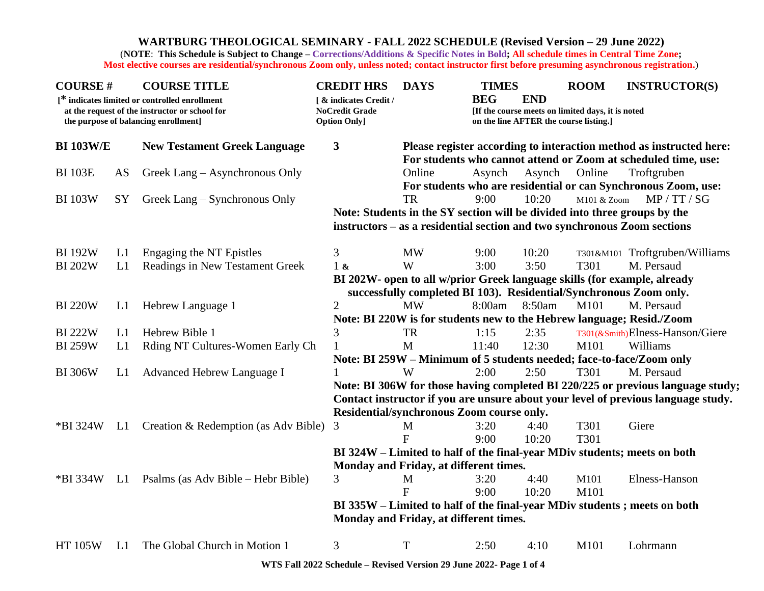# WARTBURG THEOLOGICAL SEMINARY - FALL 2022 SCHEDULE (Revised Version – 29 June 2022)

(**NOTE**: **This Schedule is Subject to Change – Corrections/Additions & Specific Notes in Bold; All schedule times in Central Time Zone; Most elective courses are residential/synchronous Zoom only, unless noted; contact instructor first before presuming asynchronous registration.**)

| COURSE # | | COURSE TITLE | CREDIT HRS | DAYS | TIMES BEG | END | ROOM | INSTRUCTOR(S) |
|---|---|---|---|---|---|---|---|---|
| [* indicates limited or controlled enrollment at the request of the instructor or school for the purpose of balancing enrollment] | | | [ & indicates Credit / NoCredit Grade Option Only] | | [If the course meets on limited days, it is noted on the line AFTER the course listing.] | | | |
| **BI 103W/E** | | **New Testament Greek Language** | **3** | **Please register according to interaction method as instructed here: For students who cannot attend or Zoom at scheduled time, use:** | | | | |
| BI 103E | AS | Greek Lang – Asynchronous Only | | Online | Asynch | Asynch | Online | Troftgruben |
| | | | | **For students who are residential or can Synchronous Zoom, use:** | | | | |
| BI 103W | SY | Greek Lang – Synchronous Only | | TR | 9:00 | 10:20 | M101 & Zoom | MP / TT / SG |
| | | | **Note: Students in the SY section will be divided into three groups by the instructors – as a residential section and two synchronous Zoom sections** | | | | | |
| BI 192W | L1 | Engaging the NT Epistles | 3 | MW | 9:00 | 10:20 | T301&M101 | Troftgruben/Williams |
| BI 202W | L1 | Readings in New Testament Greek | 1 & | W | 3:00 | 3:50 | T301 | M. Persaud |
| | | | **BI 202W- open to all w/prior Greek language skills (for example, already successfully completed BI 103). Residential/Synchronous Zoom only.** | | | | | |
| BI 220W | L1 | Hebrew Language 1 | 2 | MW | 8:00am | 8:50am | M101 | M. Persaud |
| | | | **Note: BI 220W is for students new to the Hebrew language; Resid./Zoom** | | | | | |
| BI 222W | L1 | Hebrew Bible 1 | 3 | TR | 1:15 | 2:35 | T301(&Smith) | Elness-Hanson/Giere |
| BI 259W | L1 | Rding NT Cultures-Women Early Ch | 1 | M | 11:40 | 12:30 | M101 | Williams |
| | | | **Note: BI 259W – Minimum of 5 students needed; face-to-face/Zoom only** | | | | | |
| BI 306W | L1 | Advanced Hebrew Language I | 1 | W | 2:00 | 2:50 | T301 | M. Persaud |
| | | | **Note: BI 306W for those having completed BI 220/225 or previous language study; Contact instructor if you are unsure about your level of previous language study. Residential/synchronous Zoom course only.** | | | | | |
| *BI 324W | L1 | Creation & Redemption (as Adv Bible) | 3 | M | 3:20 | 4:40 | T301 | Giere |
| | | | | F | 9:00 | 10:20 | T301 | |
| | | | **BI 324W – Limited to half of the final-year MDiv students; meets on both Monday and Friday, at different times.** | | | | | |
| *BI 334W | L1 | Psalms (as Adv Bible – Hebr Bible) | 3 | M | 3:20 | 4:40 | M101 | Elness-Hanson |
| | | | | F | 9:00 | 10:20 | M101 | |
| | | | **BI 335W – Limited to half of the final-year MDiv students ; meets on both Monday and Friday, at different times.** | | | | | |
| HT 105W | L1 | The Global Church in Motion 1 | 3 | T | 2:50 | 4:10 | M101 | Lohrmann |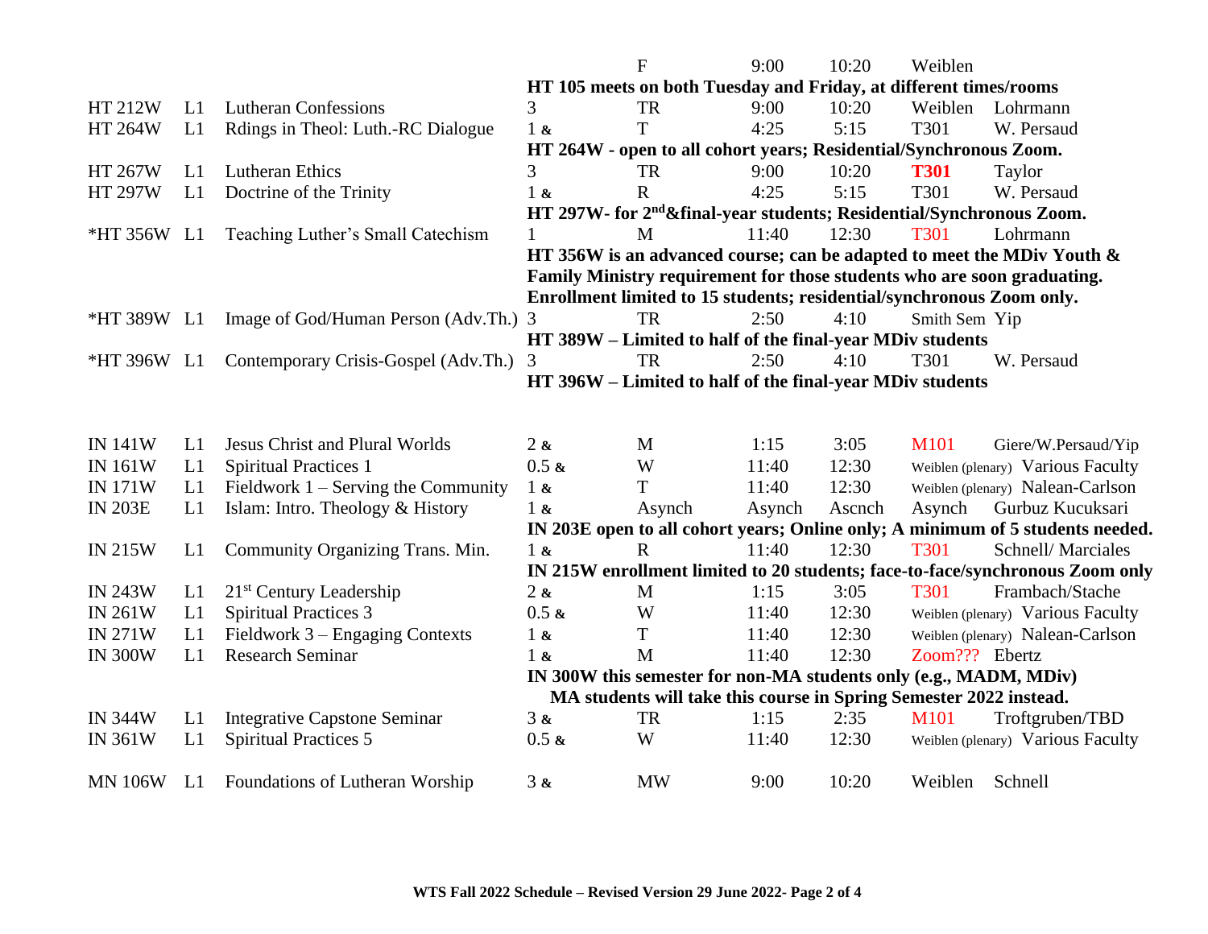| Course | Level | Title | Credits | Days | Start | End | Room | Instructor |
|---|---|---|---|---|---|---|---|---|
| | | | | F | 9:00 | 10:20 | Weiblen | |
| | | | **HT 105 meets on both Tuesday and Friday, at different times/rooms** | | | | | |
| HT 212W | L1 | Lutheran Confessions | 3 | TR | 9:00 | 10:20 | Weiblen | Lohrmann |
| HT 264W | L1 | Rdings in Theol: Luth.-RC Dialogue | 1 & | T | 4:25 | 5:15 | T301 | W. Persaud |
| | | | **HT 264W - open to all cohort years; Residential/Synchronous Zoom.** | | | | | |
| HT 267W | L1 | Lutheran Ethics | 3 | TR | 9:00 | 10:20 | **T301** | Taylor |
| HT 297W | L1 | Doctrine of the Trinity | 1 & | R | 4:25 | 5:15 | T301 | W. Persaud |
| | | | **HT 297W- for 2nd&final-year students; Residential/Synchronous Zoom.** | | | | | |
| *HT 356W | L1 | Teaching Luther's Small Catechism | 1 | M | 11:40 | 12:30 | T301 | Lohrmann |
| | | | **HT 356W is an advanced course; can be adapted to meet the MDiv Youth & Family Ministry requirement for those students who are soon graduating. Enrollment limited to 15 students; residential/synchronous Zoom only.** | | | | | |
| *HT 389W | L1 | Image of God/Human Person (Adv.Th.) | 3 | TR | 2:50 | 4:10 | Smith Sem | Yip |
| | | | **HT 389W – Limited to half of the final-year MDiv students** | | | | | |
| *HT 396W | L1 | Contemporary Crisis-Gospel (Adv.Th.) | 3 | TR | 2:50 | 4:10 | T301 | W. Persaud |
| | | | **HT 396W – Limited to half of the final-year MDiv students** | | | | | |
| IN 141W | L1 | Jesus Christ and Plural Worlds | 2 & | M | 1:15 | 3:05 | M101 | Giere/W.Persaud/Yip |
| IN 161W | L1 | Spiritual Practices 1 | 0.5 & | W | 11:40 | 12:30 | Weiblen (plenary) | Various Faculty |
| IN 171W | L1 | Fieldwork 1 – Serving the Community | 1 & | T | 11:40 | 12:30 | Weiblen (plenary) | Nalean-Carlson |
| IN 203E | L1 | Islam: Intro. Theology & History | 1 & | Asynch | Asynch | Ascnch | Asynch | Gurbuz Kucuksari |
| | | | **IN 203E open to all cohort years; Online only; A minimum of 5 students needed.** | | | | | |
| IN 215W | L1 | Community Organizing Trans. Min. | 1 & | R | 11:40 | 12:30 | T301 | Schnell/ Marciales |
| | | | **IN 215W enrollment limited to 20 students; face-to-face/synchronous Zoom only** | | | | | |
| IN 243W | L1 | 21st Century Leadership | 2 & | M | 1:15 | 3:05 | T301 | Frambach/Stache |
| IN 261W | L1 | Spiritual Practices 3 | 0.5 & | W | 11:40 | 12:30 | Weiblen (plenary) | Various Faculty |
| IN 271W | L1 | Fieldwork 3 – Engaging Contexts | 1 & | T | 11:40 | 12:30 | Weiblen (plenary) | Nalean-Carlson |
| IN 300W | L1 | Research Seminar | 1 & | M | 11:40 | 12:30 | Zoom??? | Ebertz |
| | | | **IN 300W this semester for non-MA students only (e.g., MADM, MDiv) MA students will take this course in Spring Semester 2022 instead.** | | | | | |
| IN 344W | L1 | Integrative Capstone Seminar | 3 & | TR | 1:15 | 2:35 | M101 | Troftgruben/TBD |
| IN 361W | L1 | Spiritual Practices 5 | 0.5 & | W | 11:40 | 12:30 | Weiblen (plenary) | Various Faculty |
| MN 106W | L1 | Foundations of Lutheran Worship | 3 & | MW | 9:00 | 10:20 | Weiblen | Schnell |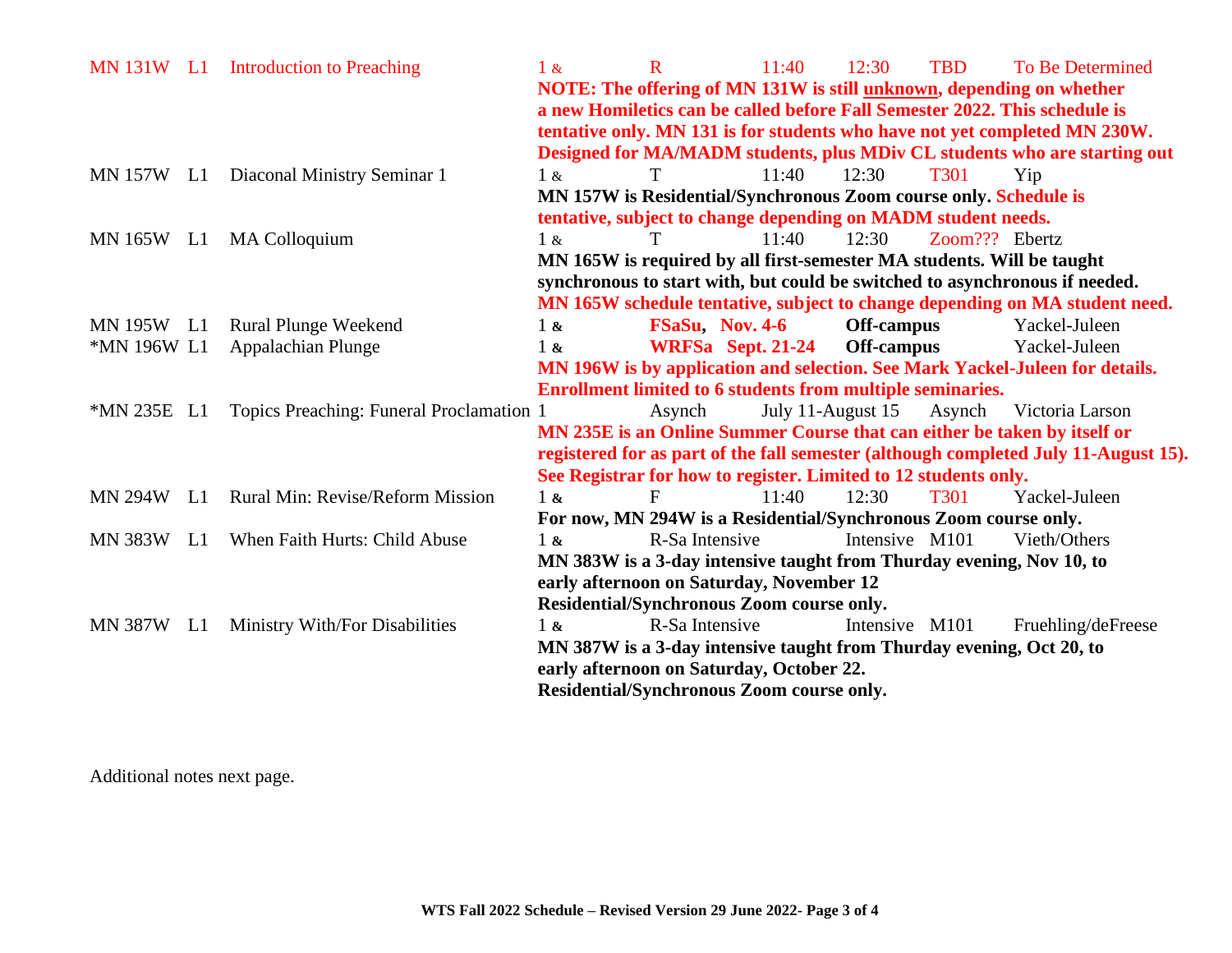| Course | Section | Title | Credits | Days | Start | End | Room | Instructor |
|---|---|---|---|---|---|---|---|---|
| MN 131W | L1 | Introduction to Preaching | 1 & | R | 11:40 | 12:30 | TBD | To Be Determined |
| | | | **NOTE: The offering of MN 131W is still <u>unknown</u>, depending on whether a new Homiletics can be called before Fall Semester 2022. This schedule is tentative only. MN 131 is for students who have not yet completed MN 230W. Designed for MA/MADM students, plus MDiv CL students who are starting out** | | | | | |
| MN 157W | L1 | Diaconal Ministry Seminar 1 | 1 & | T | 11:40 | 12:30 | T301 | Yip |
| | | | **MN 157W is Residential/Synchronous Zoom course only. Schedule is tentative, subject to change depending on MADM student needs.** | | | | | |
| MN 165W | L1 | MA Colloquium | 1 & | T | 11:40 | 12:30 | Zoom??? | Ebertz |
| | | | **MN 165W is required by all first-semester MA students. Will be taught synchronous to start with, but could be switched to asynchronous if needed. MN 165W schedule tentative, subject to change depending on MA student need.** | | | | | |
| MN 195W | L1 | Rural Plunge Weekend | 1 & | **FSaSu, Nov. 4-6** | | **Off-campus** | | Yackel-Juleen |
| *MN 196W | L1 | Appalachian Plunge | 1 & | **WRFSa Sept. 21-24** | | **Off-campus** | | Yackel-Juleen |
| | | | **MN 196W is by application and selection. See Mark Yackel-Juleen for details. Enrollment limited to 6 students from multiple seminaries.** | | | | | |
| *MN 235E | L1 | Topics Preaching: Funeral Proclamation | 1 | Asynch | July 11-August 15 | | Asynch | Victoria Larson |
| | | | **MN 235E is an Online Summer Course that can either be taken by itself or registered for as part of the fall semester (although completed July 11-August 15). See Registrar for how to register. Limited to 12 students only.** | | | | | |
| MN 294W | L1 | Rural Min: Revise/Reform Mission | 1 & | F | 11:40 | 12:30 | T301 | Yackel-Juleen |
| | | | **For now, MN 294W is a Residential/Synchronous Zoom course only.** | | | | | |
| MN 383W | L1 | When Faith Hurts: Child Abuse | 1 & | R-Sa Intensive | | Intensive | M101 | Vieth/Others |
| | | | **MN 383W is a 3-day intensive taught from Thurday evening, Nov 10, to early afternoon on Saturday, November 12 Residential/Synchronous Zoom course only.** | | | | | |
| MN 387W | L1 | Ministry With/For Disabilities | 1 & | R-Sa Intensive | | Intensive | M101 | Fruehling/deFreese |
| | | | **MN 387W is a 3-day intensive taught from Thurday evening, Oct 20, to early afternoon on Saturday, October 22. Residential/Synchronous Zoom course only.** | | | | | |

Additional notes next page.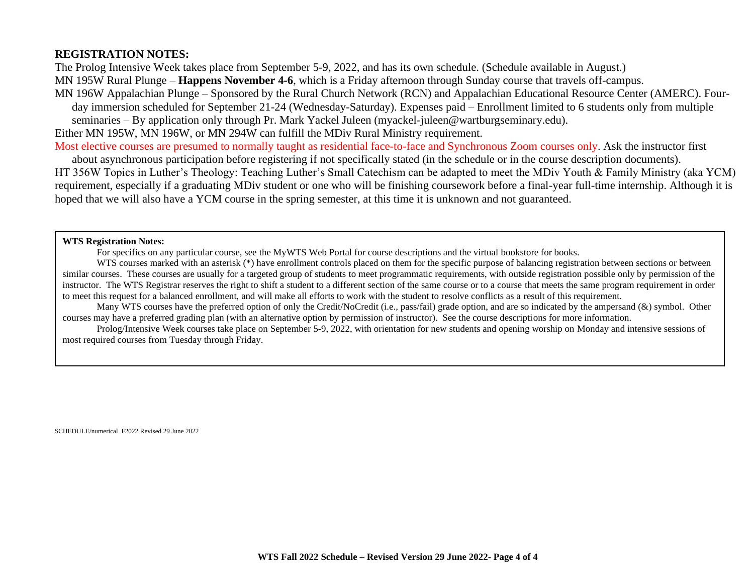**REGISTRATION NOTES:**

The Prolog Intensive Week takes place from September 5-9, 2022, and has its own schedule. (Schedule available in August.)

MN 195W Rural Plunge – **Happens November 4-6**, which is a Friday afternoon through Sunday course that travels off-campus.

MN 196W Appalachian Plunge – Sponsored by the Rural Church Network (RCN) and Appalachian Educational Resource Center (AMERC). Four-day immersion scheduled for September 21-24 (Wednesday-Saturday). Expenses paid – Enrollment limited to 6 students only from multiple seminaries – By application only through Pr. Mark Yackel Juleen (myackel-juleen@wartburgseminary.edu).

Either MN 195W, MN 196W, or MN 294W can fulfill the MDiv Rural Ministry requirement.

Most elective courses are presumed to normally taught as residential face-to-face and Synchronous Zoom courses only. Ask the instructor first about asynchronous participation before registering if not specifically stated (in the schedule or in the course description documents).

HT 356W Topics in Luther's Theology: Teaching Luther's Small Catechism can be adapted to meet the MDiv Youth & Family Ministry (aka YCM) requirement, especially if a graduating MDiv student or one who will be finishing coursework before a final-year full-time internship. Although it is hoped that we will also have a YCM course in the spring semester, at this time it is unknown and not guaranteed.

**WTS Registration Notes:**

For specifics on any particular course, see the MyWTS Web Portal for course descriptions and the virtual bookstore for books.

WTS courses marked with an asterisk (*) have enrollment controls placed on them for the specific purpose of balancing registration between sections or between similar courses. These courses are usually for a targeted group of students to meet programmatic requirements, with outside registration possible only by permission of the instructor. The WTS Registrar reserves the right to shift a student to a different section of the same course or to a course that meets the same program requirement in order to meet this request for a balanced enrollment, and will make all efforts to work with the student to resolve conflicts as a result of this requirement.

Many WTS courses have the preferred option of only the Credit/NoCredit (i.e., pass/fail) grade option, and are so indicated by the ampersand (&) symbol. Other courses may have a preferred grading plan (with an alternative option by permission of instructor). See the course descriptions for more information.

Prolog/Intensive Week courses take place on September 5-9, 2022, with orientation for new students and opening worship on Monday and intensive sessions of most required courses from Tuesday through Friday.

SCHEDULE/numerical_F2022 Revised 29 June 2022